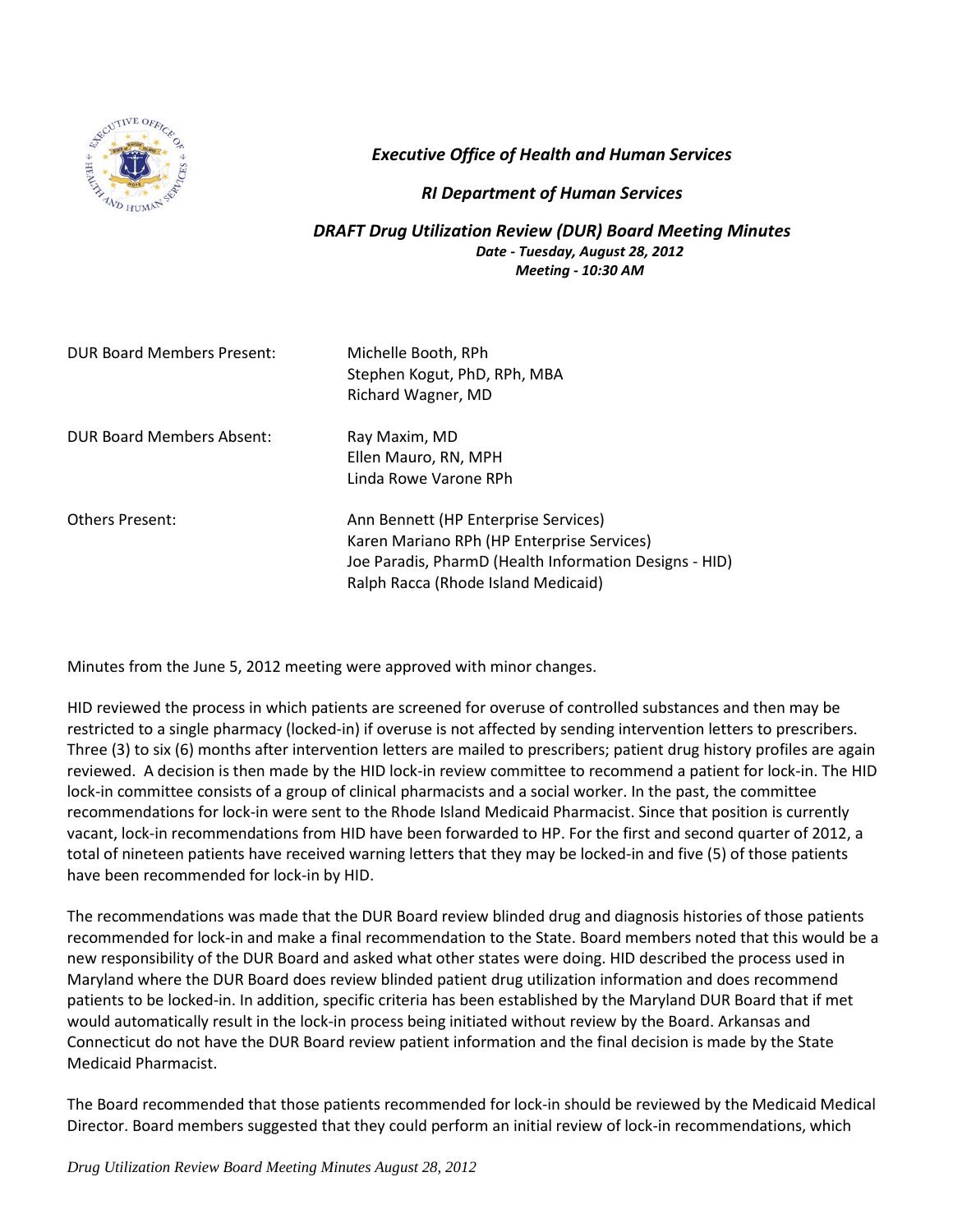***Executive Office of Health and Human Services***

***RI Department of Human Services***

***DRAFT Drug Utilization Review (DUR) Board Meeting Minutes***

***Date - Tuesday, August 28, 2012***

***Meeting - 10:30 AM***

| | |
|---|---|
| DUR Board Members Present: | Michelle Booth, RPh<br>Stephen Kogut, PhD, RPh, MBA<br>Richard Wagner, MD |
| DUR Board Members Absent: | Ray Maxim, MD<br>Ellen Mauro, RN, MPH<br>Linda Rowe Varone RPh |
| Others Present: | Ann Bennett (HP Enterprise Services)<br>Karen Mariano RPh (HP Enterprise Services)<br>Joe Paradis, PharmD (Health Information Designs - HID)<br>Ralph Racca (Rhode Island Medicaid) |

Minutes from the June 5, 2012 meeting were approved with minor changes.

HID reviewed the process in which patients are screened for overuse of controlled substances and then may be restricted to a single pharmacy (locked-in) if overuse is not affected by sending intervention letters to prescribers. Three (3) to six (6) months after intervention letters are mailed to prescribers; patient drug history profiles are again reviewed. A decision is then made by the HID lock-in review committee to recommend a patient for lock-in. The HID lock-in committee consists of a group of clinical pharmacists and a social worker. In the past, the committee recommendations for lock-in were sent to the Rhode Island Medicaid Pharmacist. Since that position is currently vacant, lock-in recommendations from HID have been forwarded to HP. For the first and second quarter of 2012, a total of nineteen patients have received warning letters that they may be locked-in and five (5) of those patients have been recommended for lock-in by HID.

The recommendations was made that the DUR Board review blinded drug and diagnosis histories of those patients recommended for lock-in and make a final recommendation to the State. Board members noted that this would be a new responsibility of the DUR Board and asked what other states were doing. HID described the process used in Maryland where the DUR Board does review blinded patient drug utilization information and does recommend patients to be locked-in. In addition, specific criteria has been established by the Maryland DUR Board that if met would automatically result in the lock-in process being initiated without review by the Board. Arkansas and Connecticut do not have the DUR Board review patient information and the final decision is made by the State Medicaid Pharmacist.

The Board recommended that those patients recommended for lock-in should be reviewed by the Medicaid Medical Director. Board members suggested that they could perform an initial review of lock-in recommendations, which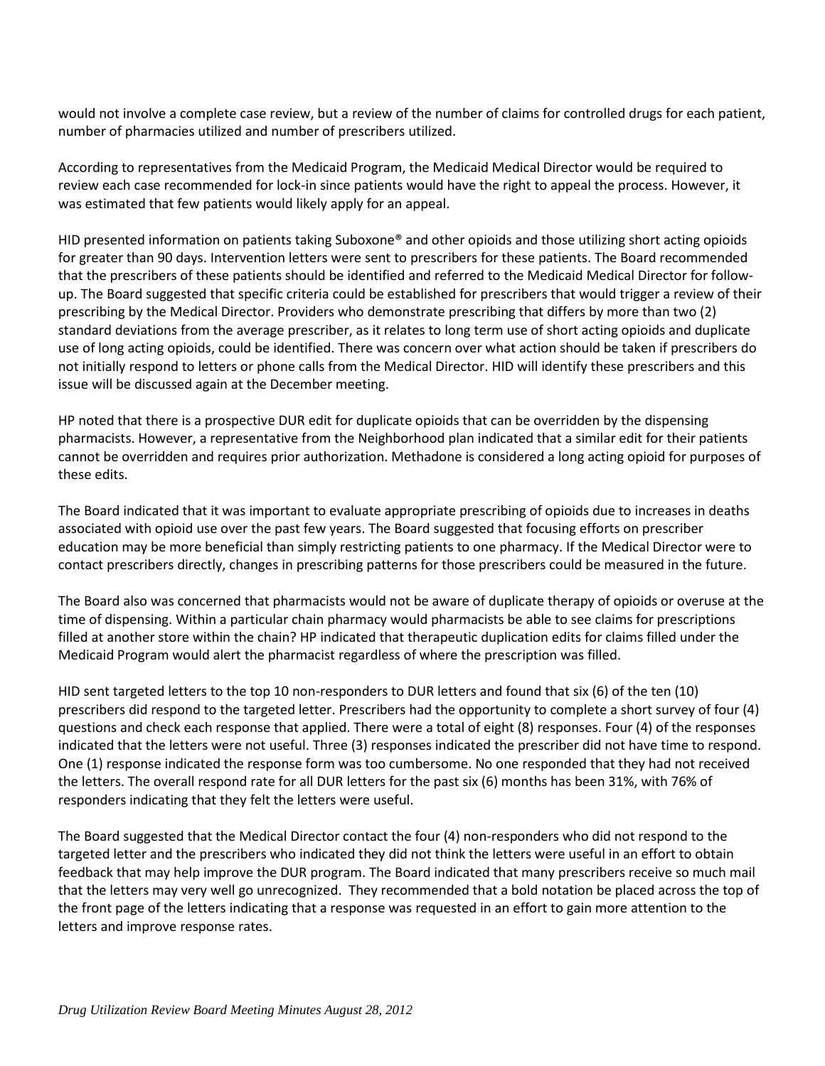would not involve a complete case review, but a review of the number of claims for controlled drugs for each patient, number of pharmacies utilized and number of prescribers utilized.

According to representatives from the Medicaid Program, the Medicaid Medical Director would be required to review each case recommended for lock-in since patients would have the right to appeal the process. However, it was estimated that few patients would likely apply for an appeal.

HID presented information on patients taking Suboxone® and other opioids and those utilizing short acting opioids for greater than 90 days. Intervention letters were sent to prescribers for these patients. The Board recommended that the prescribers of these patients should be identified and referred to the Medicaid Medical Director for follow-up. The Board suggested that specific criteria could be established for prescribers that would trigger a review of their prescribing by the Medical Director. Providers who demonstrate prescribing that differs by more than two (2) standard deviations from the average prescriber, as it relates to long term use of short acting opioids and duplicate use of long acting opioids, could be identified. There was concern over what action should be taken if prescribers do not initially respond to letters or phone calls from the Medical Director. HID will identify these prescribers and this issue will be discussed again at the December meeting.

HP noted that there is a prospective DUR edit for duplicate opioids that can be overridden by the dispensing pharmacists. However, a representative from the Neighborhood plan indicated that a similar edit for their patients cannot be overridden and requires prior authorization. Methadone is considered a long acting opioid for purposes of these edits.

The Board indicated that it was important to evaluate appropriate prescribing of opioids due to increases in deaths associated with opioid use over the past few years. The Board suggested that focusing efforts on prescriber education may be more beneficial than simply restricting patients to one pharmacy. If the Medical Director were to contact prescribers directly, changes in prescribing patterns for those prescribers could be measured in the future.

The Board also was concerned that pharmacists would not be aware of duplicate therapy of opioids or overuse at the time of dispensing. Within a particular chain pharmacy would pharmacists be able to see claims for prescriptions filled at another store within the chain? HP indicated that therapeutic duplication edits for claims filled under the Medicaid Program would alert the pharmacist regardless of where the prescription was filled.

HID sent targeted letters to the top 10 non-responders to DUR letters and found that six (6) of the ten (10) prescribers did respond to the targeted letter. Prescribers had the opportunity to complete a short survey of four (4) questions and check each response that applied. There were a total of eight (8) responses. Four (4) of the responses indicated that the letters were not useful. Three (3) responses indicated the prescriber did not have time to respond. One (1) response indicated the response form was too cumbersome. No one responded that they had not received the letters. The overall respond rate for all DUR letters for the past six (6) months has been 31%, with 76% of responders indicating that they felt the letters were useful.

The Board suggested that the Medical Director contact the four (4) non-responders who did not respond to the targeted letter and the prescribers who indicated they did not think the letters were useful in an effort to obtain feedback that may help improve the DUR program. The Board indicated that many prescribers receive so much mail that the letters may very well go unrecognized. They recommended that a bold notation be placed across the top of the front page of the letters indicating that a response was requested in an effort to gain more attention to the letters and improve response rates.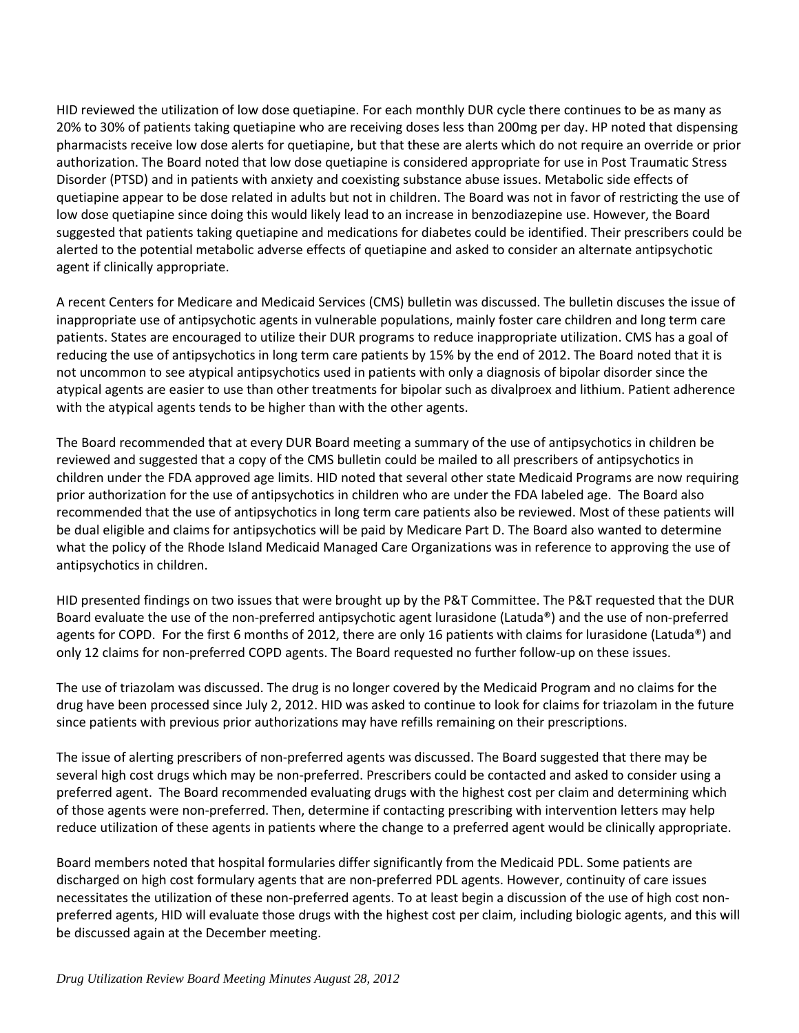HID reviewed the utilization of low dose quetiapine. For each monthly DUR cycle there continues to be as many as 20% to 30% of patients taking quetiapine who are receiving doses less than 200mg per day. HP noted that dispensing pharmacists receive low dose alerts for quetiapine, but that these are alerts which do not require an override or prior authorization. The Board noted that low dose quetiapine is considered appropriate for use in Post Traumatic Stress Disorder (PTSD) and in patients with anxiety and coexisting substance abuse issues. Metabolic side effects of quetiapine appear to be dose related in adults but not in children. The Board was not in favor of restricting the use of low dose quetiapine since doing this would likely lead to an increase in benzodiazepine use. However, the Board suggested that patients taking quetiapine and medications for diabetes could be identified. Their prescribers could be alerted to the potential metabolic adverse effects of quetiapine and asked to consider an alternate antipsychotic agent if clinically appropriate.

A recent Centers for Medicare and Medicaid Services (CMS) bulletin was discussed. The bulletin discuses the issue of inappropriate use of antipsychotic agents in vulnerable populations, mainly foster care children and long term care patients. States are encouraged to utilize their DUR programs to reduce inappropriate utilization. CMS has a goal of reducing the use of antipsychotics in long term care patients by 15% by the end of 2012. The Board noted that it is not uncommon to see atypical antipsychotics used in patients with only a diagnosis of bipolar disorder since the atypical agents are easier to use than other treatments for bipolar such as divalproex and lithium. Patient adherence with the atypical agents tends to be higher than with the other agents.

The Board recommended that at every DUR Board meeting a summary of the use of antipsychotics in children be reviewed and suggested that a copy of the CMS bulletin could be mailed to all prescribers of antipsychotics in children under the FDA approved age limits. HID noted that several other state Medicaid Programs are now requiring prior authorization for the use of antipsychotics in children who are under the FDA labeled age. The Board also recommended that the use of antipsychotics in long term care patients also be reviewed. Most of these patients will be dual eligible and claims for antipsychotics will be paid by Medicare Part D. The Board also wanted to determine what the policy of the Rhode Island Medicaid Managed Care Organizations was in reference to approving the use of antipsychotics in children.

HID presented findings on two issues that were brought up by the P&T Committee. The P&T requested that the DUR Board evaluate the use of the non-preferred antipsychotic agent lurasidone (Latuda®) and the use of non-preferred agents for COPD. For the first 6 months of 2012, there are only 16 patients with claims for lurasidone (Latuda®) and only 12 claims for non-preferred COPD agents. The Board requested no further follow-up on these issues.

The use of triazolam was discussed. The drug is no longer covered by the Medicaid Program and no claims for the drug have been processed since July 2, 2012. HID was asked to continue to look for claims for triazolam in the future since patients with previous prior authorizations may have refills remaining on their prescriptions.

The issue of alerting prescribers of non-preferred agents was discussed. The Board suggested that there may be several high cost drugs which may be non-preferred. Prescribers could be contacted and asked to consider using a preferred agent. The Board recommended evaluating drugs with the highest cost per claim and determining which of those agents were non-preferred. Then, determine if contacting prescribing with intervention letters may help reduce utilization of these agents in patients where the change to a preferred agent would be clinically appropriate.

Board members noted that hospital formularies differ significantly from the Medicaid PDL. Some patients are discharged on high cost formulary agents that are non-preferred PDL agents. However, continuity of care issues necessitates the utilization of these non-preferred agents. To at least begin a discussion of the use of high cost non-preferred agents, HID will evaluate those drugs with the highest cost per claim, including biologic agents, and this will be discussed again at the December meeting.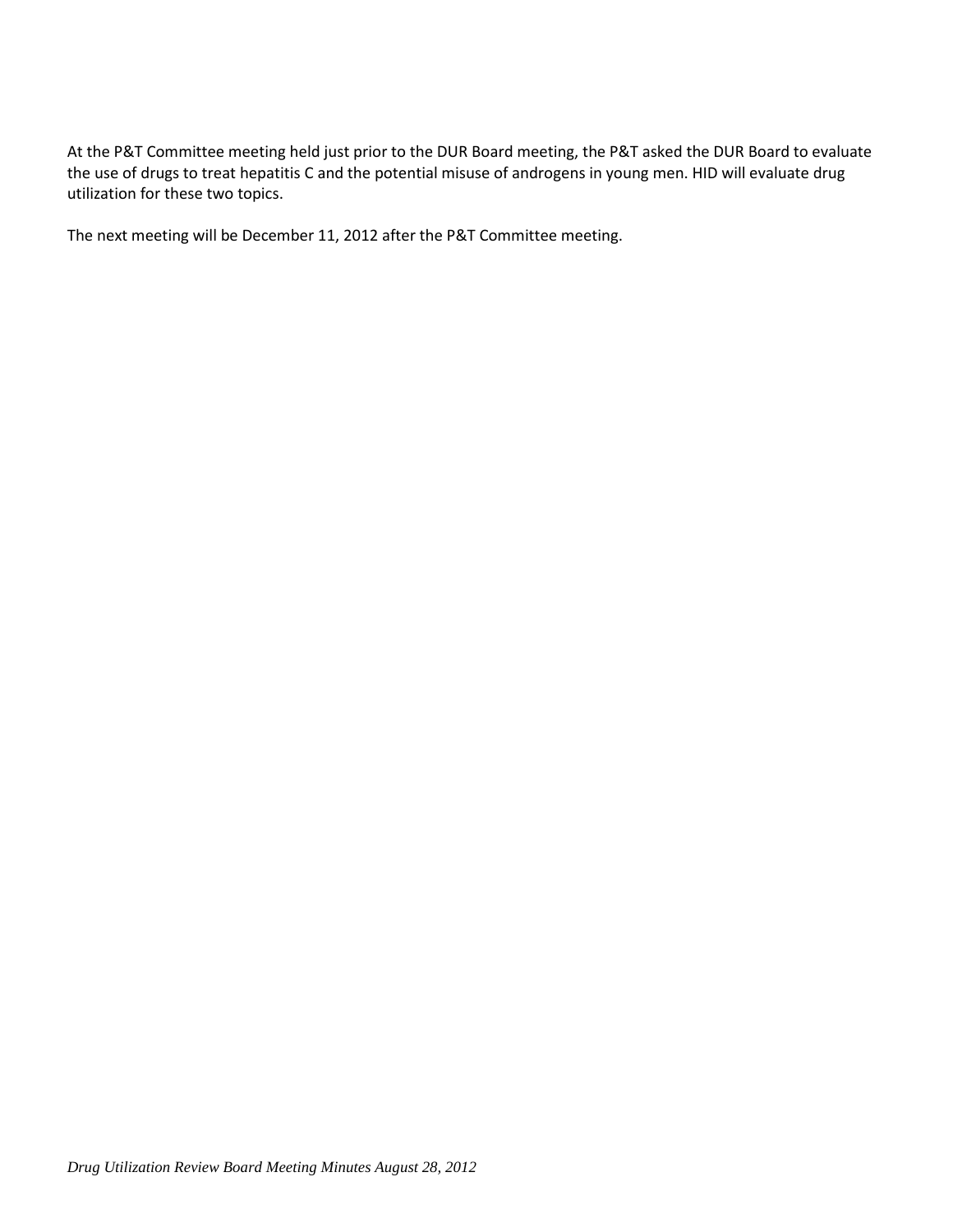At the P&T Committee meeting held just prior to the DUR Board meeting, the P&T asked the DUR Board to evaluate the use of drugs to treat hepatitis C and the potential misuse of androgens in young men. HID will evaluate drug utilization for these two topics.

The next meeting will be December 11, 2012 after the P&T Committee meeting.